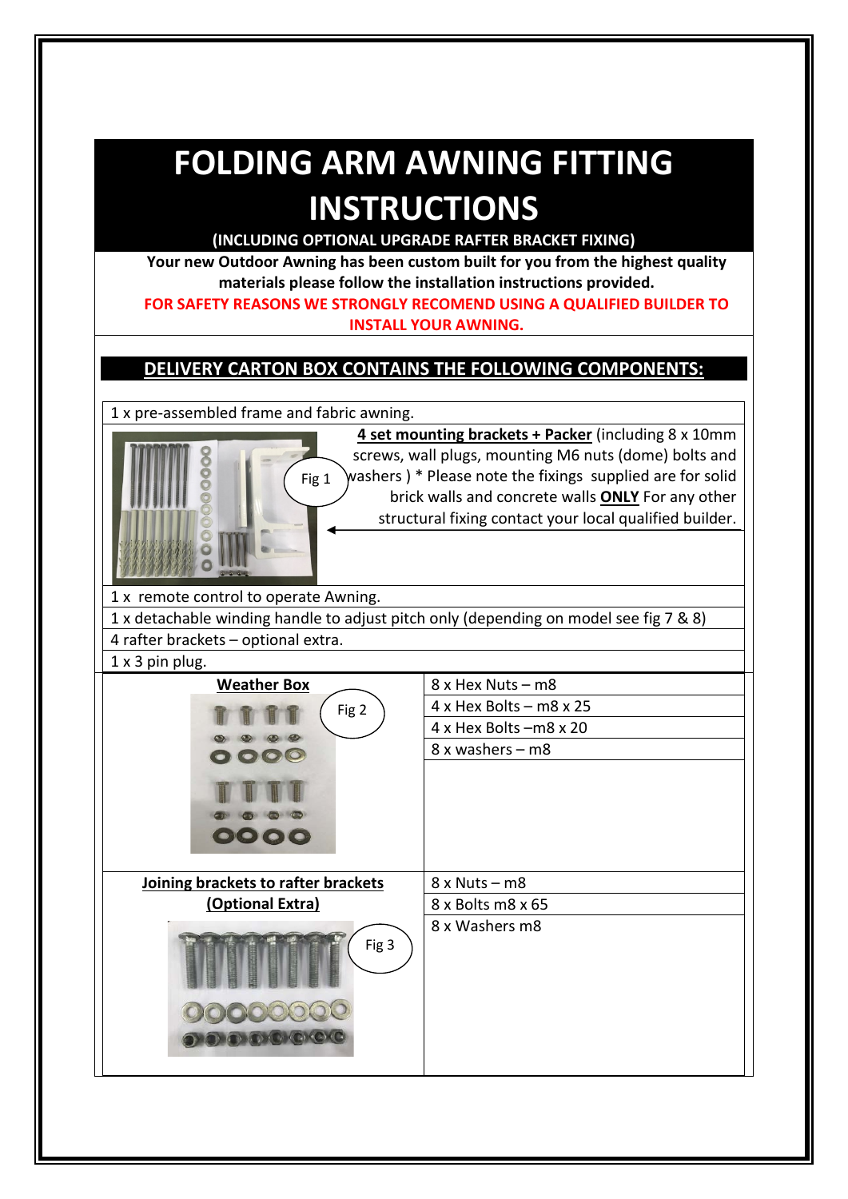# FOLDING ARM AWNING FITTING INSTRUCTIONS

**(INCLUDING OPTIONAL UPGRADE RAFTER BRACKET FIXING)**

**Your new Outdoor Awning has been custom built for you from the highest quality materials please follow the installation instructions provided.**

**FOR SAFETY REASONS WE STRONGLY RECOMEND USING A QUALIFIED BUILDER TO INSTALL YOUR AWNING.**

## DELIVERY CARTON BOX CONTAINS THE FOLLOWING COMPONENTS:

1 x pre-assembled frame and fabric awning.

Fig 1

**4 set mounting brackets + Packer** (including 8 x 10mm screws, wall plugs, mounting M6 nuts (dome) bolts and washers ) * Please note the fixings supplied are for solid brick walls and concrete walls **ONLY** For any other structural fixing contact your local qualified builder.

1 x remote control to operate Awning.

1 x detachable winding handle to adjust pitch only (depending on model see fig 7 & 8)

4 rafter brackets – optional extra.

1 x 3 pin plug.

| **Weather Box** (Fig 2) | 8 x Hex Nuts – m8 |
| --- | --- |
| | 4 x Hex Bolts – m8 x 25 |
| | 4 x Hex Bolts –m8 x 20 |
| | 8 x washers – m8 |
| **Joining brackets to rafter brackets (Optional Extra)** (Fig 3) | 8 x Nuts – m8 |
| | 8 x Bolts m8 x 65 |
| | 8 x Washers m8 |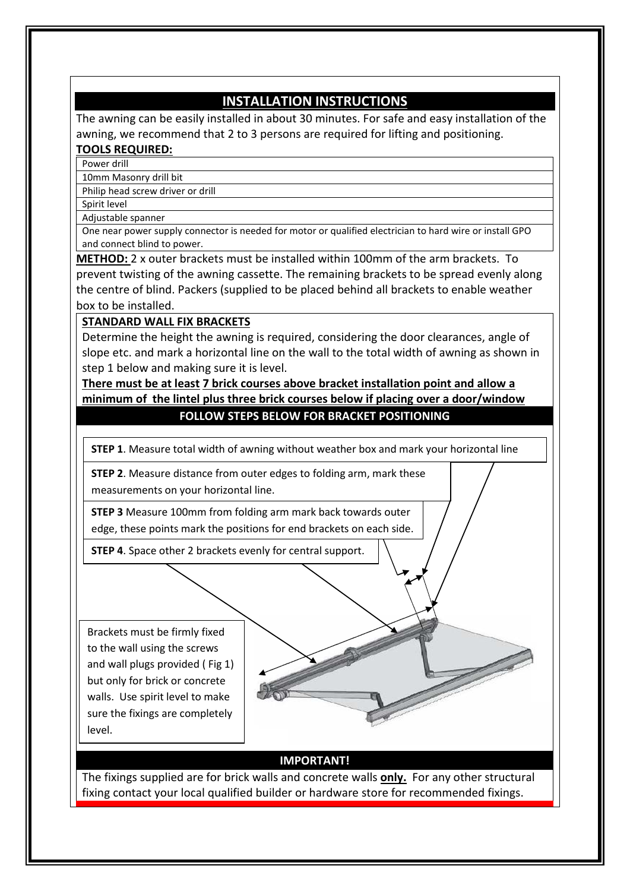## INSTALLATION INSTRUCTIONS

The awning can be easily installed in about 30 minutes. For safe and easy installation of the awning, we recommend that 2 to 3 persons are required for lifting and positioning.

**TOOLS REQUIRED:**

- Power drill
- 10mm Masonry drill bit
- Philip head screw driver or drill
- Spirit level
- Adjustable spanner
- One near power supply connector is needed for motor or qualified electrician to hard wire or install GPO and connect blind to power.

**METHOD:** 2 x outer brackets must be installed within 100mm of the arm brackets. To prevent twisting of the awning cassette. The remaining brackets to be spread evenly along the centre of blind. Packers (supplied to be placed behind all brackets to enable weather box to be installed.

**STANDARD WALL FIX BRACKETS**

Determine the height the awning is required, considering the door clearances, angle of slope etc. and mark a horizontal line on the wall to the total width of awning as shown in step 1 below and making sure it is level.

**There must be at least 7 brick courses above bracket installation point and allow a minimum of the lintel plus three brick courses below if placing over a door/window**

**FOLLOW STEPS BELOW FOR BRACKET POSITIONING**

**STEP 1**. Measure total width of awning without weather box and mark your horizontal line

**STEP 2**. Measure distance from outer edges to folding arm, mark these measurements on your horizontal line.

**STEP 3** Measure 100mm from folding arm mark back towards outer edge, these points mark the positions for end brackets on each side.

**STEP 4**. Space other 2 brackets evenly for central support.

Brackets must be firmly fixed to the wall using the screws and wall plugs provided ( Fig 1) but only for brick or concrete walls. Use spirit level to make sure the fixings are completely level.

**IMPORTANT!**

The fixings supplied are for brick walls and concrete walls **only.** For any other structural fixing contact your local qualified builder or hardware store for recommended fixings.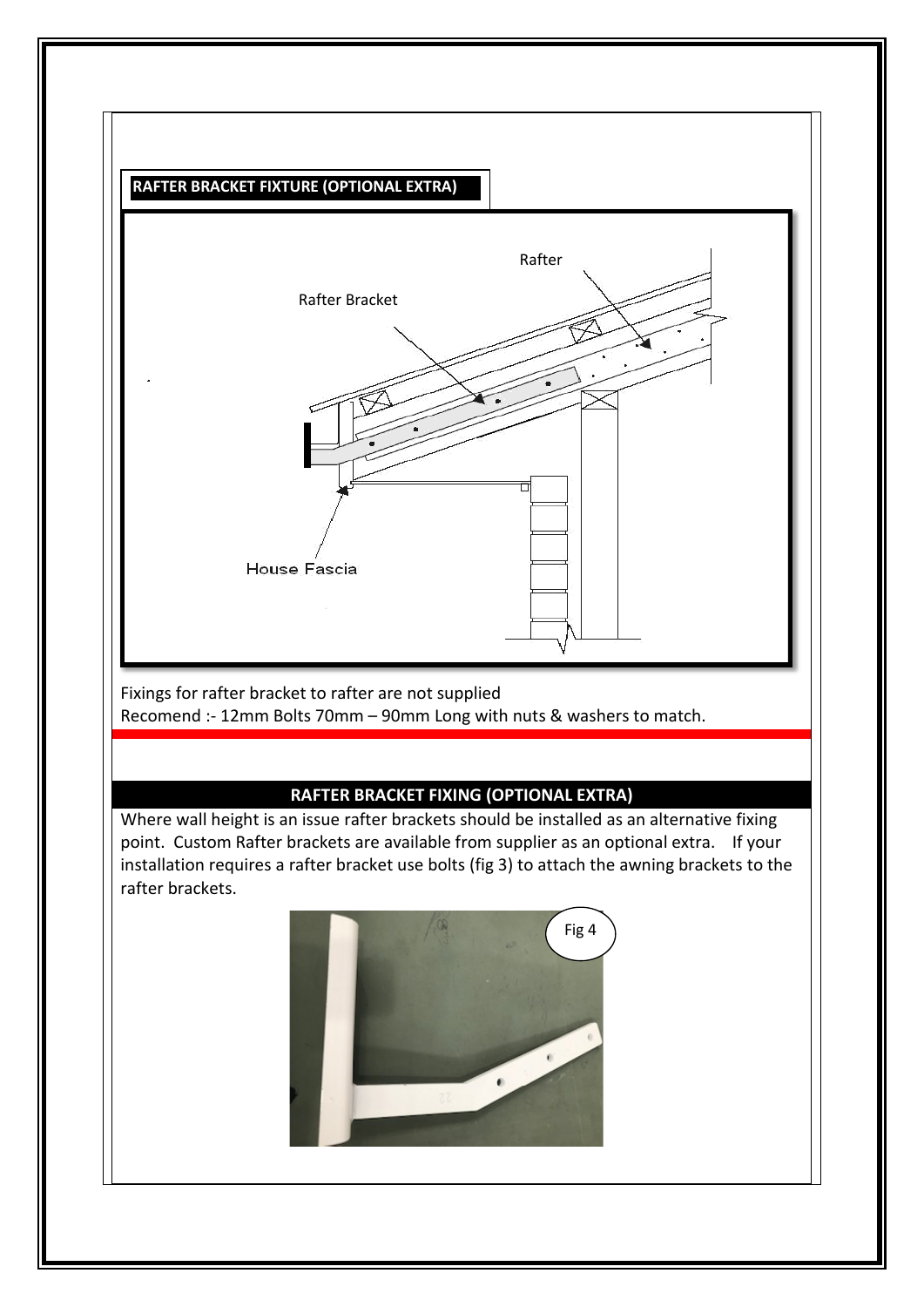## RAFTER BRACKET FIXTURE (OPTIONAL EXTRA)

Rafter

Rafter Bracket

House Fascia

Fixings for rafter bracket to rafter are not supplied
Recomend :- 12mm Bolts 70mm – 90mm Long with nuts & washers to match.

## RAFTER BRACKET FIXING (OPTIONAL EXTRA)

Where wall height is an issue rafter brackets should be installed as an alternative fixing point. Custom Rafter brackets are available from supplier as an optional extra. If your installation requires a rafter bracket use bolts (fig 3) to attach the awning brackets to the rafter brackets.

Fig 4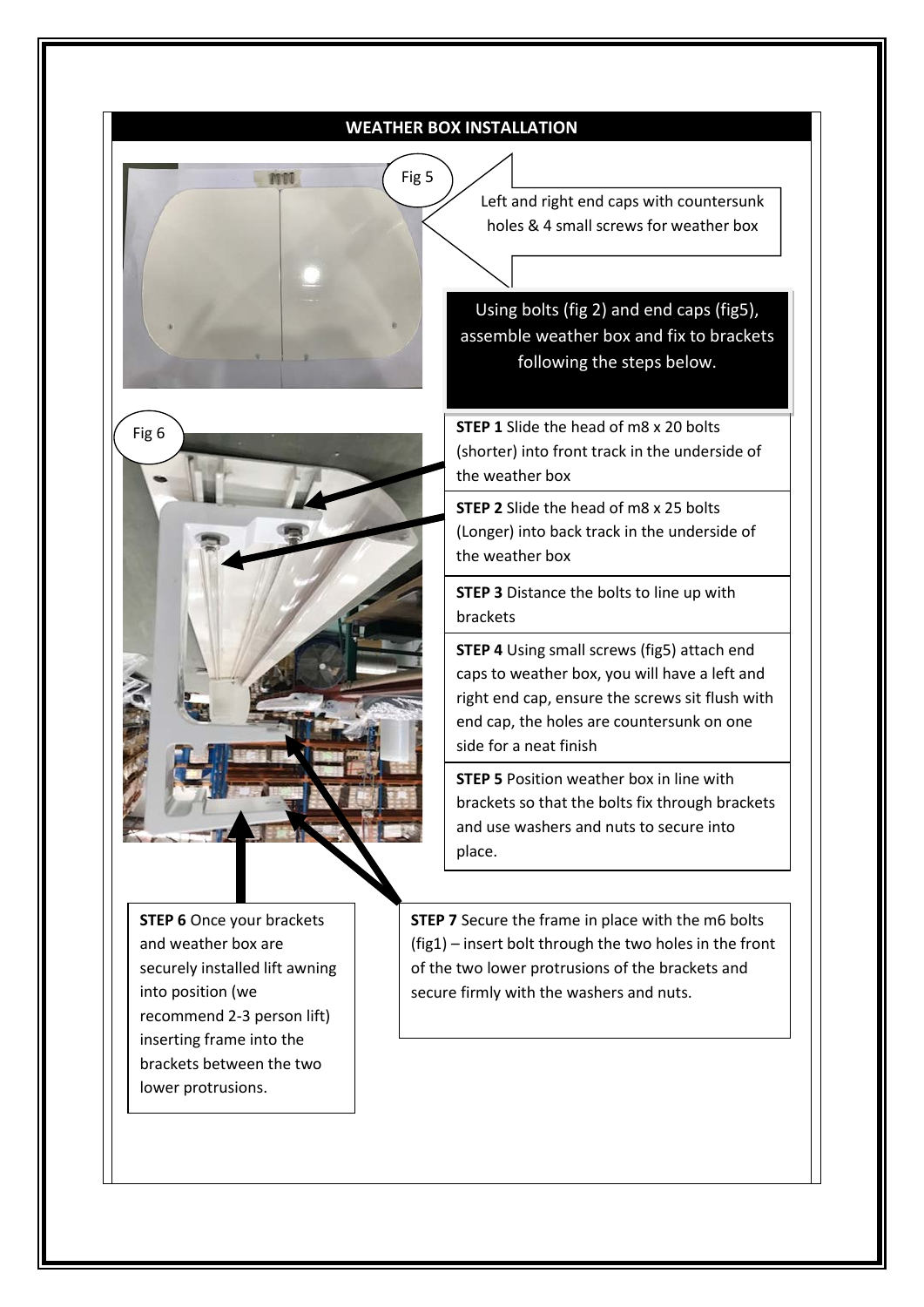## WEATHER BOX INSTALLATION

Fig 5

Left and right end caps with countersunk holes & 4 small screws for weather box

Using bolts (fig 2) and end caps (fig5), assemble weather box and fix to brackets following the steps below.

Fig 6

**STEP 1** Slide the head of m8 x 20 bolts (shorter) into front track in the underside of the weather box

**STEP 2** Slide the head of m8 x 25 bolts (Longer) into back track in the underside of the weather box

**STEP 3** Distance the bolts to line up with brackets

**STEP 4** Using small screws (fig5) attach end caps to weather box, you will have a left and right end cap, ensure the screws sit flush with end cap, the holes are countersunk on one side for a neat finish

**STEP 5** Position weather box in line with brackets so that the bolts fix through brackets and use washers and nuts to secure into place.

**STEP 6** Once your brackets and weather box are securely installed lift awning into position (we recommend 2-3 person lift) inserting frame into the brackets between the two lower protrusions.

**STEP 7** Secure the frame in place with the m6 bolts (fig1) – insert bolt through the two holes in the front of the two lower protrusions of the brackets and secure firmly with the washers and nuts.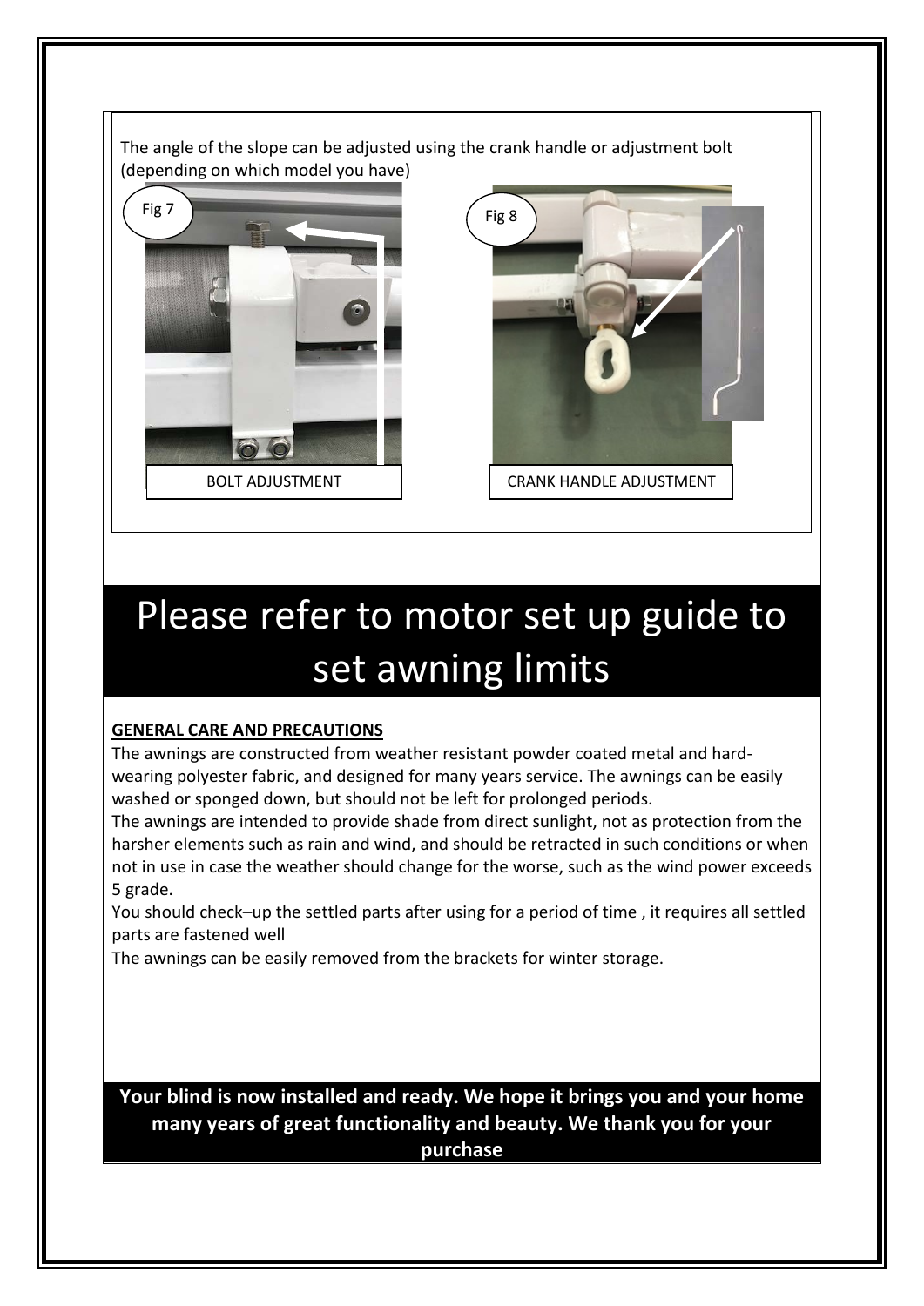The angle of the slope can be adjusted using the crank handle or adjustment bolt (depending on which model you have)

Fig 7

BOLT ADJUSTMENT

Fig 8

CRANK HANDLE ADJUSTMENT

# Please refer to motor set up guide to set awning limits

**GENERAL CARE AND PRECAUTIONS**

The awnings are constructed from weather resistant powder coated metal and hard-wearing polyester fabric, and designed for many years service. The awnings can be easily washed or sponged down, but should not be left for prolonged periods.

The awnings are intended to provide shade from direct sunlight, not as protection from the harsher elements such as rain and wind, and should be retracted in such conditions or when not in use in case the weather should change for the worse, such as the wind power exceeds 5 grade.

You should check–up the settled parts after using for a period of time , it requires all settled parts are fastened well

The awnings can be easily removed from the brackets for winter storage.

**Your blind is now installed and ready. We hope it brings you and your home many years of great functionality and beauty. We thank you for your purchase**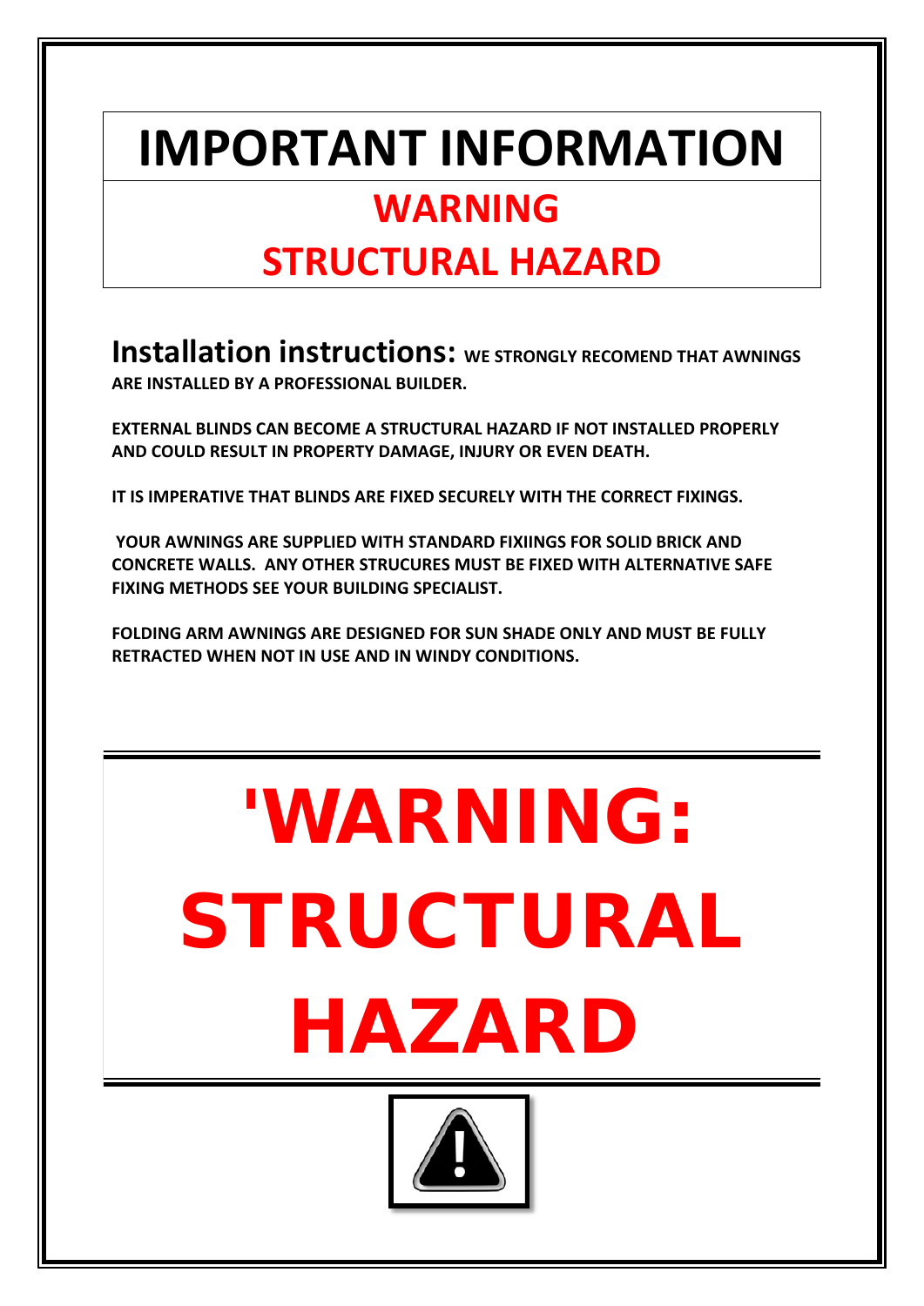# IMPORTANT INFORMATION

## WARNING

## STRUCTURAL HAZARD

**Installation instructions:** **WE STRONGLY RECOMEND THAT AWNINGS ARE INSTALLED BY A PROFESSIONAL BUILDER.**

**EXTERNAL BLINDS CAN BECOME A STRUCTURAL HAZARD IF NOT INSTALLED PROPERLY AND COULD RESULT IN PROPERTY DAMAGE, INJURY OR EVEN DEATH.**

**IT IS IMPERATIVE THAT BLINDS ARE FIXED SECURELY WITH THE CORRECT FIXINGS.**

**YOUR AWNINGS ARE SUPPLIED WITH STANDARD FIXIINGS FOR SOLID BRICK AND CONCRETE WALLS. ANY OTHER STRUCURES MUST BE FIXED WITH ALTERNATIVE SAFE FIXING METHODS SEE YOUR BUILDING SPECIALIST.**

**FOLDING ARM AWNINGS ARE DESIGNED FOR SUN SHADE ONLY AND MUST BE FULLY RETRACTED WHEN NOT IN USE AND IN WINDY CONDITIONS.**

# 'WARNING: STRUCTURAL HAZARD